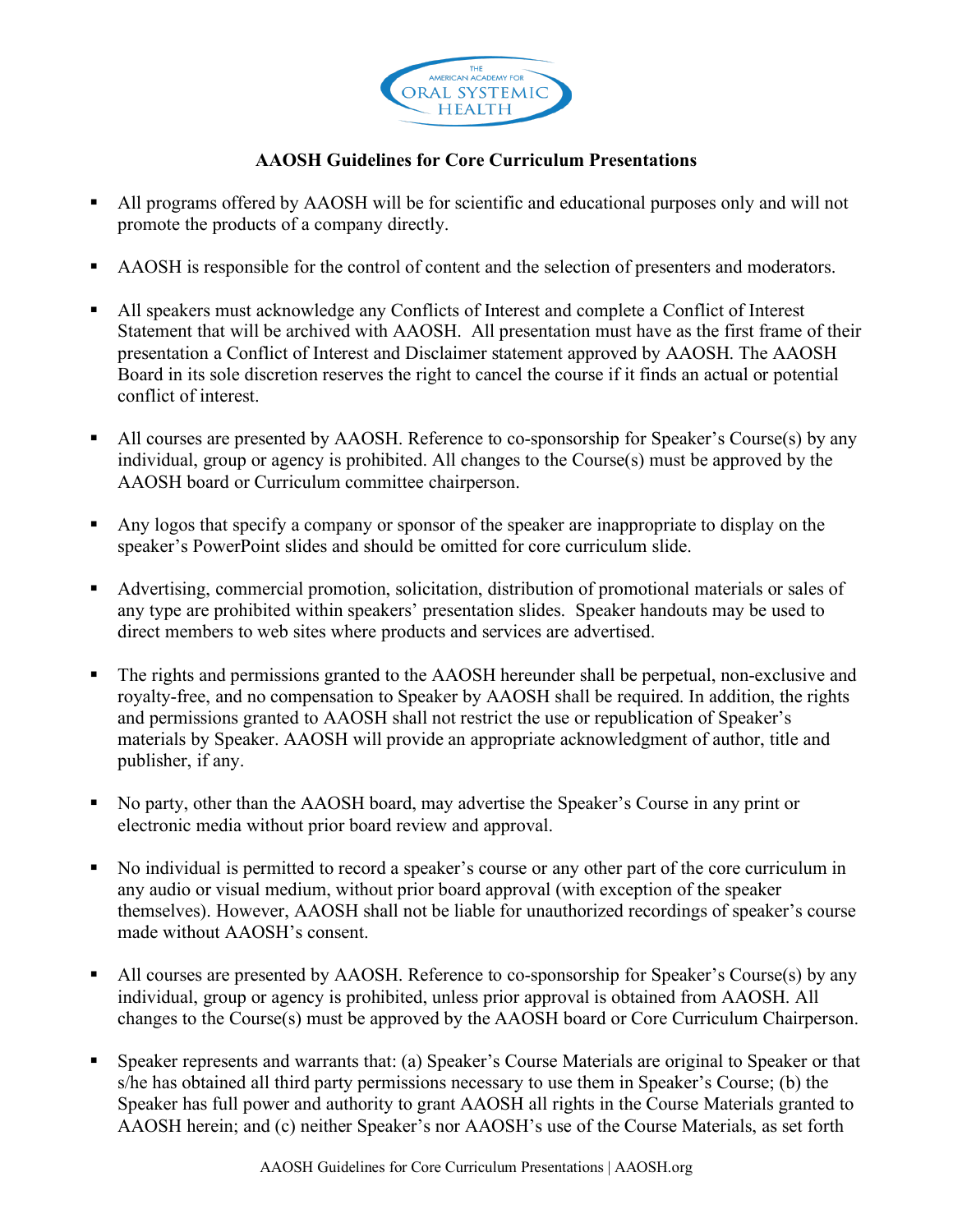THE AMERICAN ACADEMY FOR ORAL SYSTEMIC HEALTH

## AAOSH Guidelines for Core Curriculum Presentations

- All programs offered by AAOSH will be for scientific and educational purposes only and will not promote the products of a company directly.
- AAOSH is responsible for the control of content and the selection of presenters and moderators.
- All speakers must acknowledge any Conflicts of Interest and complete a Conflict of Interest Statement that will be archived with AAOSH. All presentation must have as the first frame of their presentation a Conflict of Interest and Disclaimer statement approved by AAOSH. The AAOSH Board in its sole discretion reserves the right to cancel the course if it finds an actual or potential conflict of interest.
- All courses are presented by AAOSH. Reference to co-sponsorship for Speaker's Course(s) by any individual, group or agency is prohibited. All changes to the Course(s) must be approved by the AAOSH board or Curriculum committee chairperson.
- Any logos that specify a company or sponsor of the speaker are inappropriate to display on the speaker's PowerPoint slides and should be omitted for core curriculum slide.
- Advertising, commercial promotion, solicitation, distribution of promotional materials or sales of any type are prohibited within speakers' presentation slides. Speaker handouts may be used to direct members to web sites where products and services are advertised.
- The rights and permissions granted to the AAOSH hereunder shall be perpetual, non-exclusive and royalty-free, and no compensation to Speaker by AAOSH shall be required. In addition, the rights and permissions granted to AAOSH shall not restrict the use or republication of Speaker's materials by Speaker. AAOSH will provide an appropriate acknowledgment of author, title and publisher, if any.
- No party, other than the AAOSH board, may advertise the Speaker's Course in any print or electronic media without prior board review and approval.
- No individual is permitted to record a speaker's course or any other part of the core curriculum in any audio or visual medium, without prior board approval (with exception of the speaker themselves). However, AAOSH shall not be liable for unauthorized recordings of speaker's course made without AAOSH's consent.
- All courses are presented by AAOSH. Reference to co-sponsorship for Speaker's Course(s) by any individual, group or agency is prohibited, unless prior approval is obtained from AAOSH. All changes to the Course(s) must be approved by the AAOSH board or Core Curriculum Chairperson.
- Speaker represents and warrants that: (a) Speaker's Course Materials are original to Speaker or that s/he has obtained all third party permissions necessary to use them in Speaker's Course; (b) the Speaker has full power and authority to grant AAOSH all rights in the Course Materials granted to AAOSH herein; and (c) neither Speaker's nor AAOSH's use of the Course Materials, as set forth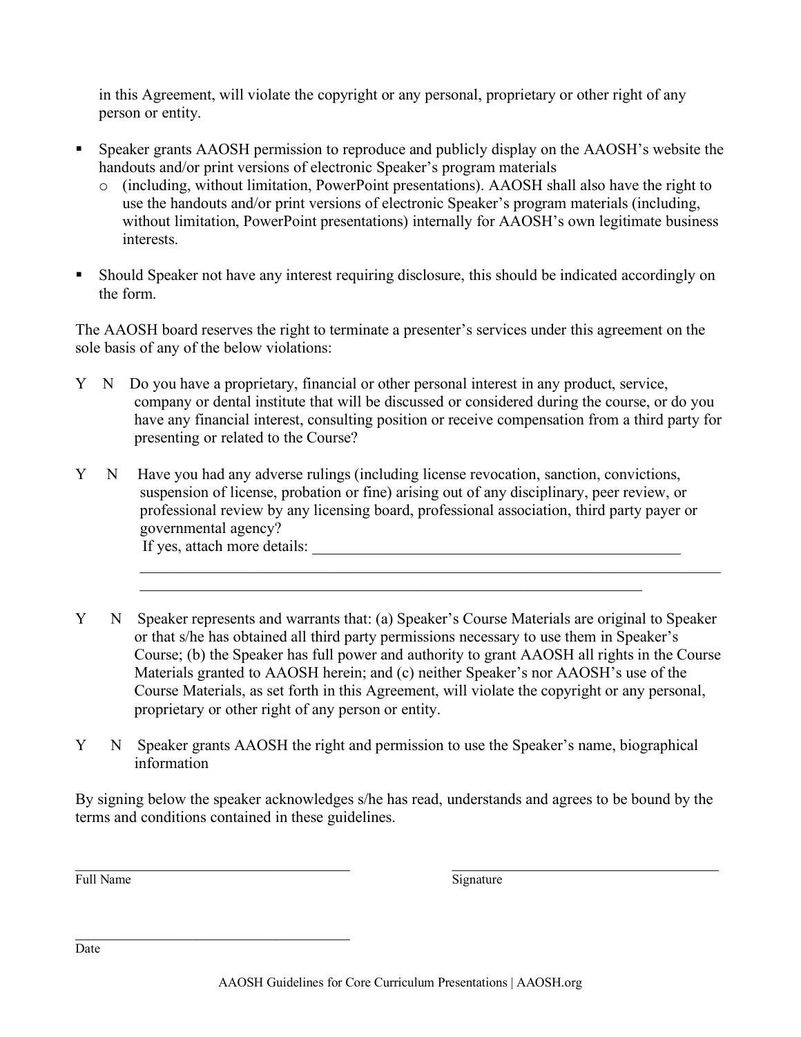in this Agreement, will violate the copyright or any personal, proprietary or other right of any person or entity.

- Speaker grants AAOSH permission to reproduce and publicly display on the AAOSH's website the handouts and/or print versions of electronic Speaker's program materials
  - (including, without limitation, PowerPoint presentations). AAOSH shall also have the right to use the handouts and/or print versions of electronic Speaker's program materials (including, without limitation, PowerPoint presentations) internally for AAOSH's own legitimate business interests.
- Should Speaker not have any interest requiring disclosure, this should be indicated accordingly on the form.

The AAOSH board reserves the right to terminate a presenter's services under this agreement on the sole basis of any of the below violations:

Y N Do you have a proprietary, financial or other personal interest in any product, service, company or dental institute that will be discussed or considered during the course, or do you have any financial interest, consulting position or receive compensation from a third party for presenting or related to the Course?

Y N Have you had any adverse rulings (including license revocation, sanction, convictions, suspension of license, probation or fine) arising out of any disciplinary, peer review, or professional review by any licensing board, professional association, third party payer or governmental agency?
If yes, attach more details: ______________________________________________
______________________________________________________________________
______________________________________________________________

Y N Speaker represents and warrants that: (a) Speaker's Course Materials are original to Speaker or that s/he has obtained all third party permissions necessary to use them in Speaker's Course; (b) the Speaker has full power and authority to grant AAOSH all rights in the Course Materials granted to AAOSH herein; and (c) neither Speaker's nor AAOSH's use of the Course Materials, as set forth in this Agreement, will violate the copyright or any personal, proprietary or other right of any person or entity.

Y N Speaker grants AAOSH the right and permission to use the Speaker's name, biographical information

By signing below the speaker acknowledges s/he has read, understands and agrees to be bound by the terms and conditions contained in these guidelines.

_________________________________ _________________________________
Full Name Signature

_________________________________
Date

AAOSH Guidelines for Core Curriculum Presentations | AAOSH.org